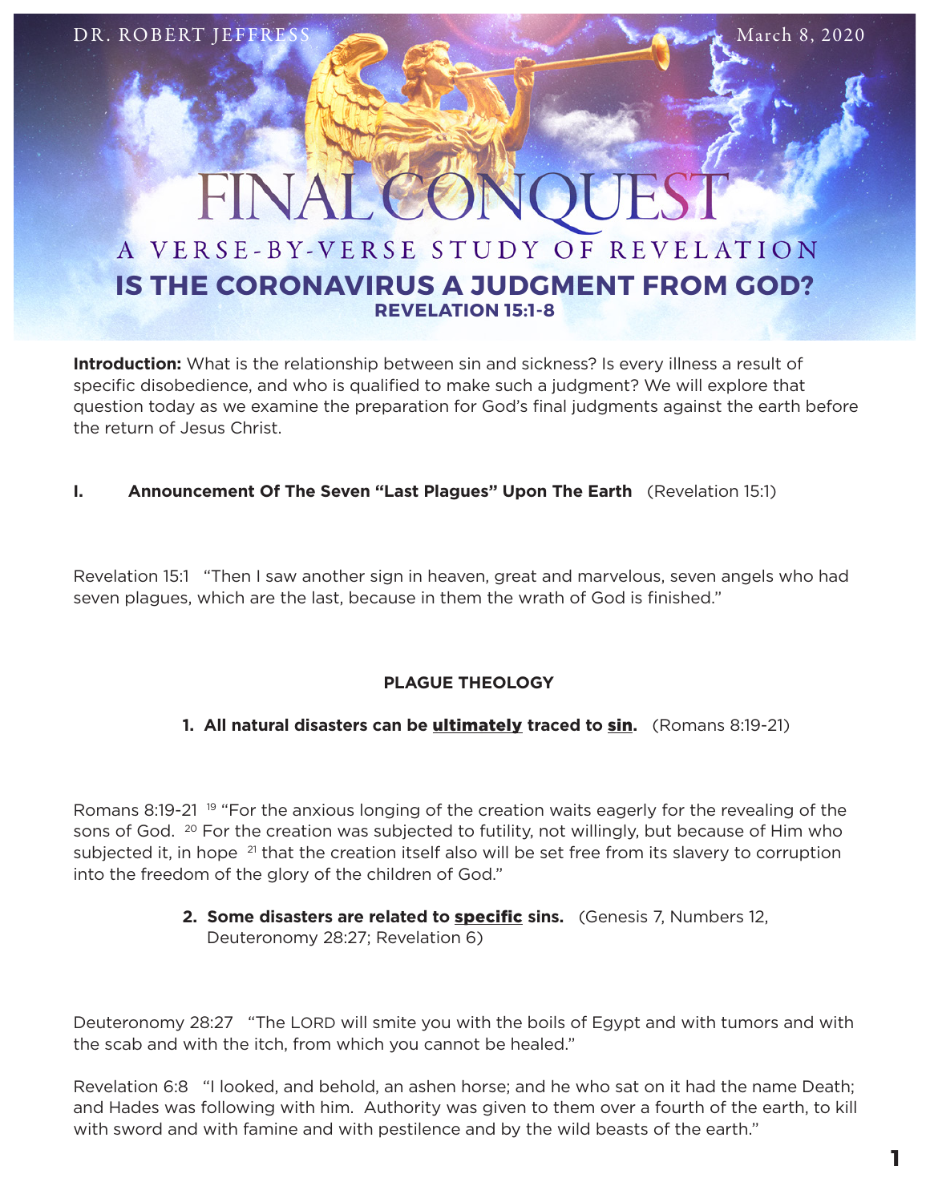DR. ROBERT JEFFRESS March 8, 2020

# FINAL CONQUEST

## A VERSE-BY-VERSE STUDY OF REVELATION

## IS THE CORONAVIRUS A JUDGMENT FROM GOD?

### REVELATION 15:1-8

**Introduction:** What is the relationship between sin and sickness? Is every illness a result of specific disobedience, and who is qualified to make such a judgment? We will explore that question today as we examine the preparation for God's final judgments against the earth before the return of Jesus Christ.

**I. Announcement Of The Seven "Last Plagues" Upon The Earth** (Revelation 15:1)

Revelation 15:1 "Then I saw another sign in heaven, great and marvelous, seven angels who had seven plagues, which are the last, because in them the wrath of God is finished."

**PLAGUE THEOLOGY**

1. **All natural disasters can be <u>ultimately</u> traced to <u>sin</u>.** (Romans 8:19-21)

Romans 8:19-21 [19] "For the anxious longing of the creation waits eagerly for the revealing of the sons of God. [20] For the creation was subjected to futility, not willingly, but because of Him who subjected it, in hope [21] that the creation itself also will be set free from its slavery to corruption into the freedom of the glory of the children of God."

2. **Some disasters are related to <u>specific</u> sins.** (Genesis 7, Numbers 12, Deuteronomy 28:27; Revelation 6)

Deuteronomy 28:27 "The LORD will smite you with the boils of Egypt and with tumors and with the scab and with the itch, from which you cannot be healed."

Revelation 6:8 "I looked, and behold, an ashen horse; and he who sat on it had the name Death; and Hades was following with him. Authority was given to them over a fourth of the earth, to kill with sword and with famine and with pestilence and by the wild beasts of the earth."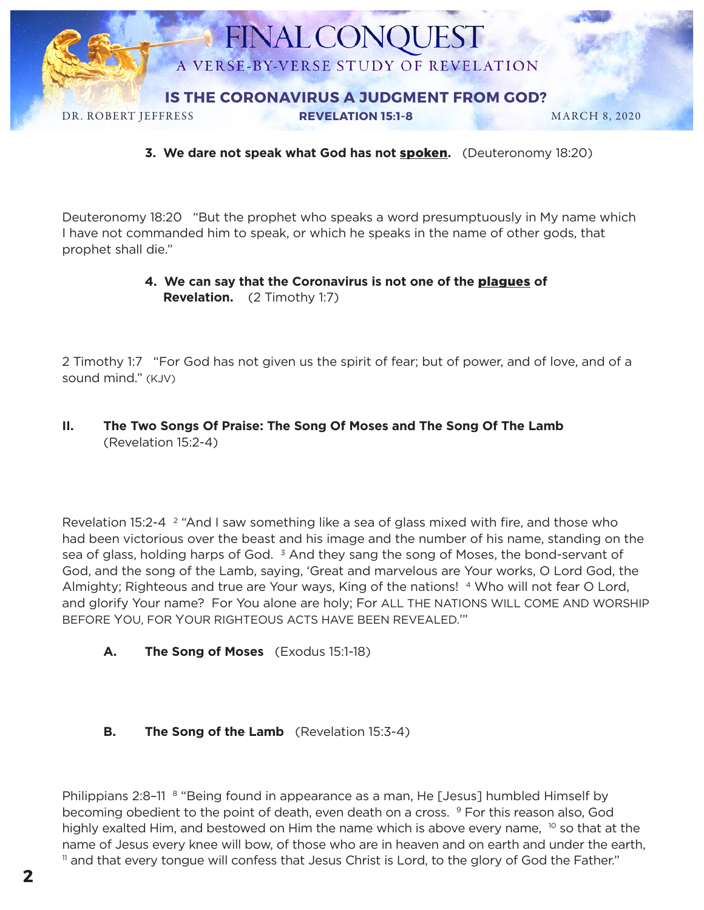3. **We dare not speak what God has not spoken.** (Deuteronomy 18:20)

Deuteronomy 18:20 "But the prophet who speaks a word presumptuously in My name which I have not commanded him to speak, or which he speaks in the name of other gods, that prophet shall die."

4. **We can say that the Coronavirus is not one of the plagues of Revelation.** (2 Timothy 1:7)

2 Timothy 1:7 "For God has not given us the spirit of fear; but of power, and of love, and of a sound mind." (KJV)

## II. The Two Songs Of Praise: The Song Of Moses and The Song Of The Lamb (Revelation 15:2-4)

Revelation 15:2-4 [2] "And I saw something like a sea of glass mixed with fire, and those who had been victorious over the beast and his image and the number of his name, standing on the sea of glass, holding harps of God. [3] And they sang the song of Moses, the bond-servant of God, and the song of the Lamb, saying, 'Great and marvelous are Your works, O Lord God, the Almighty; Righteous and true are Your ways, King of the nations! [4] Who will not fear O Lord, and glorify Your name? For You alone are holy; For ALL THE NATIONS WILL COME AND WORSHIP BEFORE YOU, FOR YOUR RIGHTEOUS ACTS HAVE BEEN REVEALED.'"

### A. The Song of Moses (Exodus 15:1-18)

### B. The Song of the Lamb (Revelation 15:3-4)

Philippians 2:8–11 [8] "Being found in appearance as a man, He [Jesus] humbled Himself by becoming obedient to the point of death, even death on a cross. [9] For this reason also, God highly exalted Him, and bestowed on Him the name which is above every name, [10] so that at the name of Jesus every knee will bow, of those who are in heaven and on earth and under the earth, [11] and that every tongue will confess that Jesus Christ is Lord, to the glory of God the Father."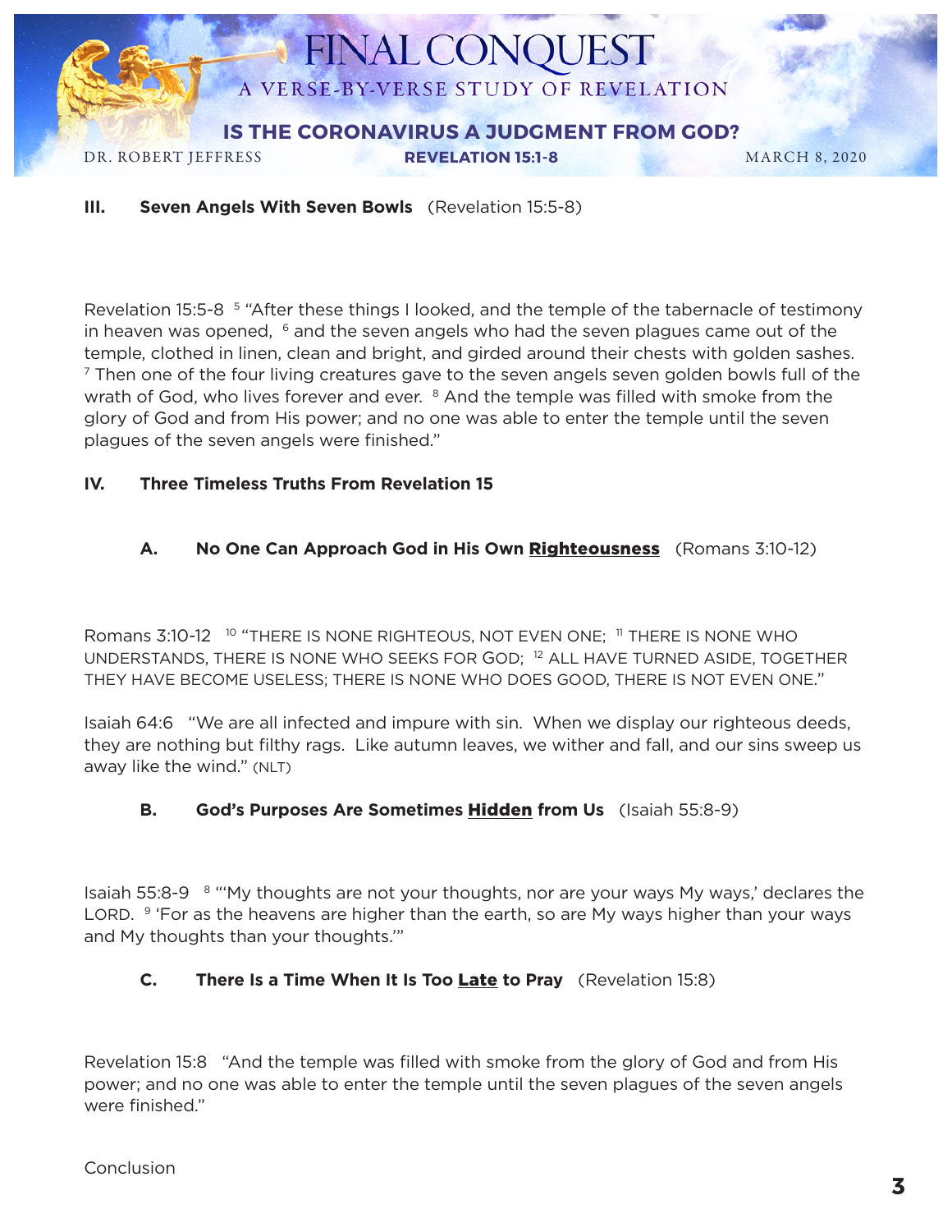### III. Seven Angels With Seven Bowls (Revelation 15:5-8)

Revelation 15:5-8 [5] "After these things I looked, and the temple of the tabernacle of testimony in heaven was opened, [6] and the seven angels who had the seven plagues came out of the temple, clothed in linen, clean and bright, and girded around their chests with golden sashes. [7] Then one of the four living creatures gave to the seven angels seven golden bowls full of the wrath of God, who lives forever and ever. [8] And the temple was filled with smoke from the glory of God and from His power; and no one was able to enter the temple until the seven plagues of the seven angels were finished."

### IV. Three Timeless Truths From Revelation 15

#### A. No One Can Approach God in His Own **Righteousness** (Romans 3:10-12)

Romans 3:10-12 [10] "THERE IS NONE RIGHTEOUS, NOT EVEN ONE; [11] THERE IS NONE WHO UNDERSTANDS, THERE IS NONE WHO SEEKS FOR GOD; [12] ALL HAVE TURNED ASIDE, TOGETHER THEY HAVE BECOME USELESS; THERE IS NONE WHO DOES GOOD, THERE IS NOT EVEN ONE."

Isaiah 64:6 "We are all infected and impure with sin. When we display our righteous deeds, they are nothing but filthy rags. Like autumn leaves, we wither and fall, and our sins sweep us away like the wind." (NLT)

#### B. God's Purposes Are Sometimes **Hidden** from Us (Isaiah 55:8-9)

Isaiah 55:8-9 [8] "'My thoughts are not your thoughts, nor are your ways My ways,' declares the LORD. [9] 'For as the heavens are higher than the earth, so are My ways higher than your ways and My thoughts than your thoughts.'"

#### C. There Is a Time When It Is Too **Late** to Pray (Revelation 15:8)

Revelation 15:8 "And the temple was filled with smoke from the glory of God and from His power; and no one was able to enter the temple until the seven plagues of the seven angels were finished."

Conclusion